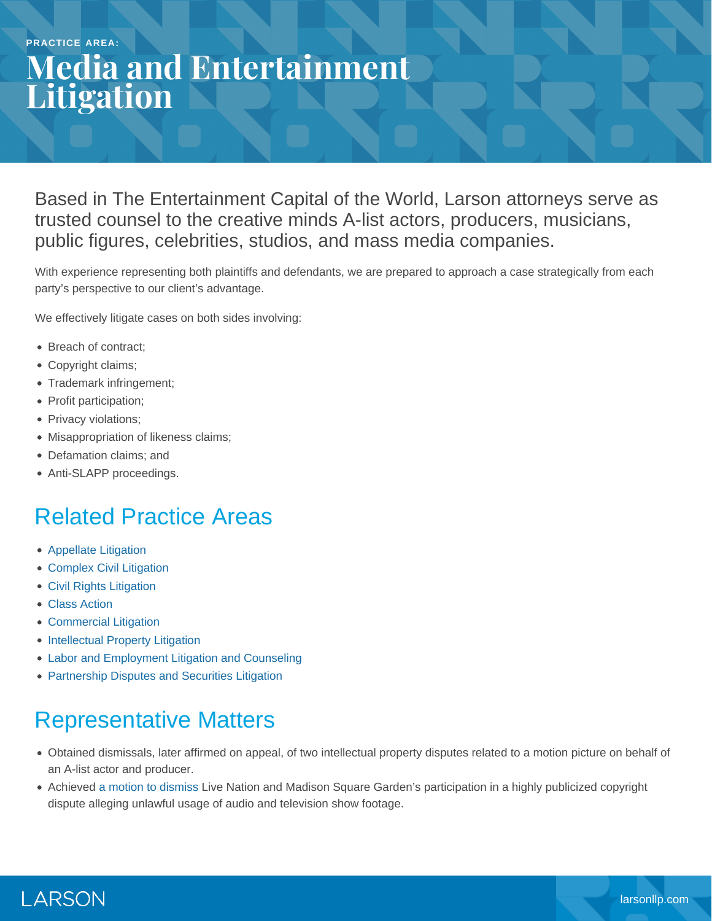PRACTICE AREA:

# Media and Entertainment Litigation

Based in The Entertainment Capital of the World, Larson attorneys serve as trusted counsel to the creative minds A-list actors, producers, musicians, public figures, celebrities, studios, and mass media companies.

With experience representing both plaintiffs and defendants, we are prepared to approach a case strategically from each party's perspective to our client's advantage.

We effectively litigate cases on both sides involving:

- Breach of contract;
- Copyright claims;
- Trademark infringement;
- Profit participation;
- Privacy violations;
- Misappropriation of likeness claims;
- Defamation claims; and
- Anti-SLAPP proceedings.

## Related Practice Areas

- Appellate Litigation
- Complex Civil Litigation
- Civil Rights Litigation
- Class Action
- Commercial Litigation
- Intellectual Property Litigation
- Labor and Employment Litigation and Counseling
- Partnership Disputes and Securities Litigation

## Representative Matters

- Obtained dismissals, later affirmed on appeal, of two intellectual property disputes related to a motion picture on behalf of an A-list actor and producer.
- Achieved a motion to dismiss Live Nation and Madison Square Garden's participation in a highly publicized copyright dispute alleging unlawful usage of audio and television show footage.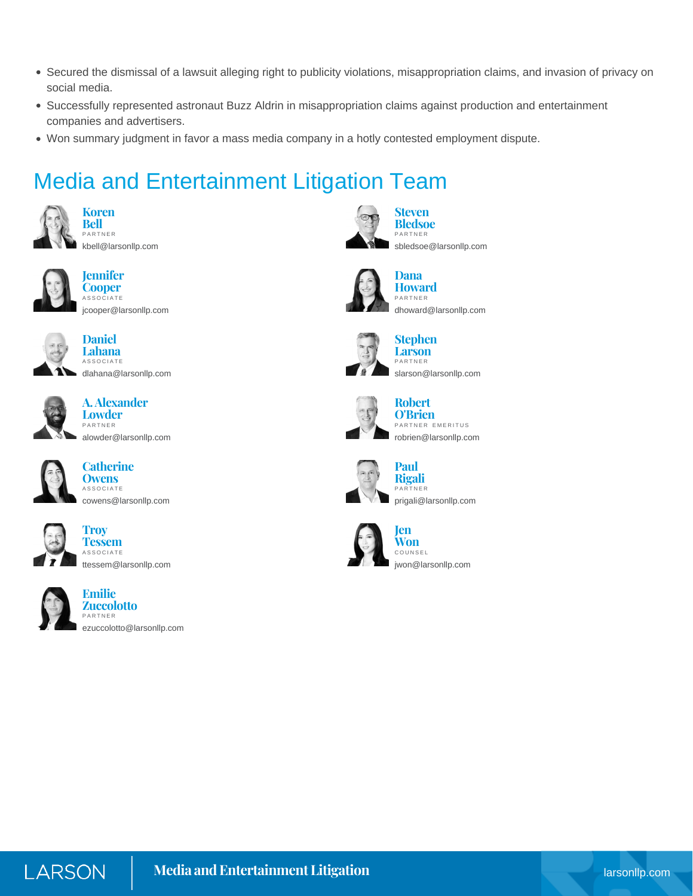- Secured the dismissal of a lawsuit alleging right to publicity violations, misappropriation claims, and invasion of privacy on social media.
- Successfully represented astronaut Buzz Aldrin in misappropriation claims against production and entertainment companies and advertisers.
- Won summary judgment in favor a mass media company in a hotly contested employment dispute.

## Media and Entertainment Litigation Team

**Koren Bell**
PARTNER
kbell@larsonllp.com

**Jennifer Cooper**
ASSOCIATE
jcooper@larsonllp.com

**Daniel Lahana**
ASSOCIATE
dlahana@larsonllp.com

**A. Alexander Lowder**
PARTNER
alowder@larsonllp.com

**Catherine Owens**
ASSOCIATE
cowens@larsonllp.com

**Troy Tessem**
ASSOCIATE
ttessem@larsonllp.com

**Emilie Zuccolotto**
PARTNER
ezuccolotto@larsonllp.com

**Steven Bledsoe**
PARTNER
sbledsoe@larsonllp.com

**Dana Howard**
PARTNER
dhoward@larsonllp.com

**Stephen Larson**
PARTNER
slarson@larsonllp.com

**Robert O'Brien**
PARTNER EMERITUS
robrien@larsonllp.com

**Paul Rigali**
PARTNER
prigali@larsonllp.com

**Jen Won**
COUNSEL
jwon@larsonllp.com